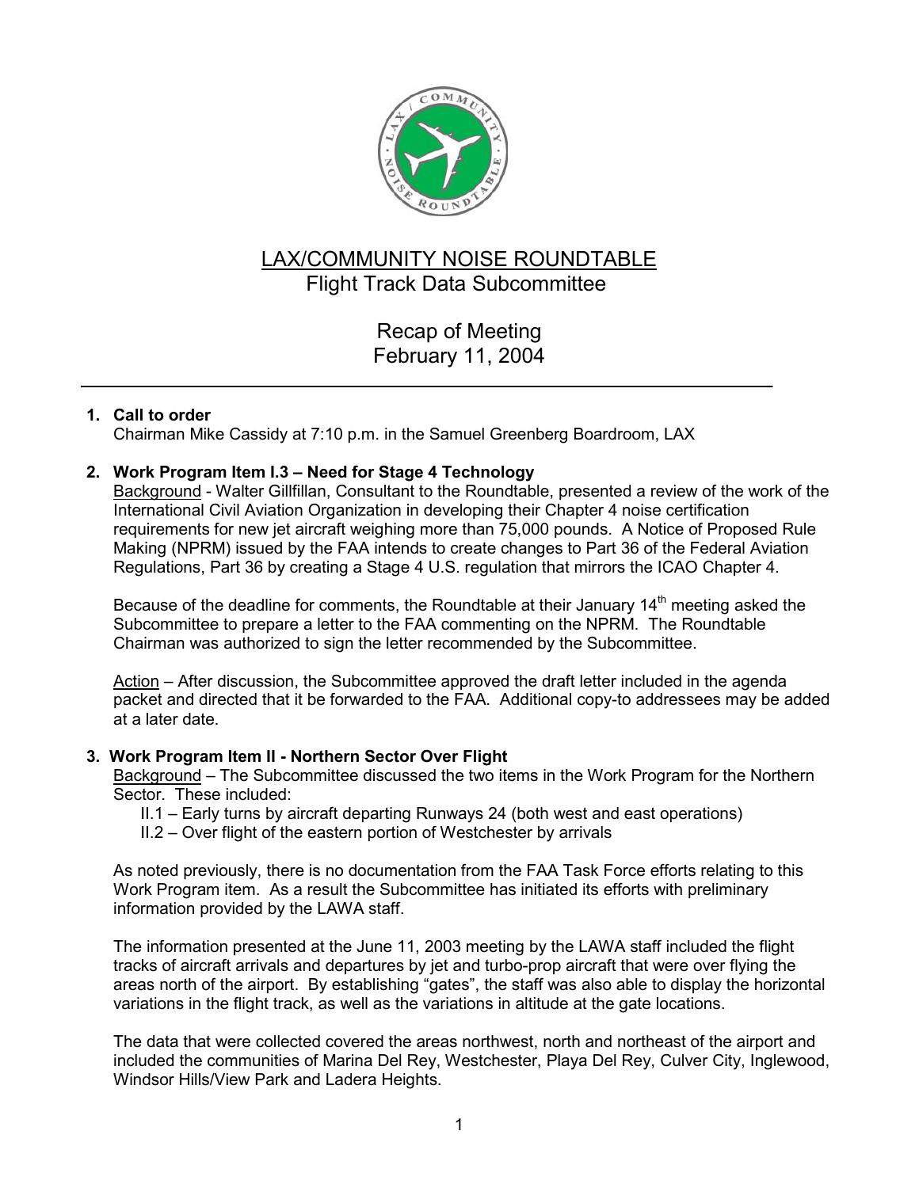# LAX/COMMUNITY NOISE ROUNDTABLE

## Flight Track Data Subcommittee

## Recap of Meeting
## February 11, 2004

---

1. **Call to order**
   Chairman Mike Cassidy at 7:10 p.m. in the Samuel Greenberg Boardroom, LAX

2. **Work Program Item I.3 – Need for Stage 4 Technology**
   Background - Walter Gillfillan, Consultant to the Roundtable, presented a review of the work of the International Civil Aviation Organization in developing their Chapter 4 noise certification requirements for new jet aircraft weighing more than 75,000 pounds. A Notice of Proposed Rule Making (NPRM) issued by the FAA intends to create changes to Part 36 of the Federal Aviation Regulations, Part 36 by creating a Stage 4 U.S. regulation that mirrors the ICAO Chapter 4.

   Because of the deadline for comments, the Roundtable at their January 14th meeting asked the Subcommittee to prepare a letter to the FAA commenting on the NPRM. The Roundtable Chairman was authorized to sign the letter recommended by the Subcommittee.

   Action – After discussion, the Subcommittee approved the draft letter included in the agenda packet and directed that it be forwarded to the FAA. Additional copy-to addressees may be added at a later date.

3. **Work Program Item II - Northern Sector Over Flight**
   Background – The Subcommittee discussed the two items in the Work Program for the Northern Sector. These included:
   - II.1 – Early turns by aircraft departing Runways 24 (both west and east operations)
   - II.2 – Over flight of the eastern portion of Westchester by arrivals

   As noted previously, there is no documentation from the FAA Task Force efforts relating to this Work Program item. As a result the Subcommittee has initiated its efforts with preliminary information provided by the LAWA staff.

   The information presented at the June 11, 2003 meeting by the LAWA staff included the flight tracks of aircraft arrivals and departures by jet and turbo-prop aircraft that were over flying the areas north of the airport. By establishing "gates", the staff was also able to display the horizontal variations in the flight track, as well as the variations in altitude at the gate locations.

   The data that were collected covered the areas northwest, north and northeast of the airport and included the communities of Marina Del Rey, Westchester, Playa Del Rey, Culver City, Inglewood, Windsor Hills/View Park and Ladera Heights.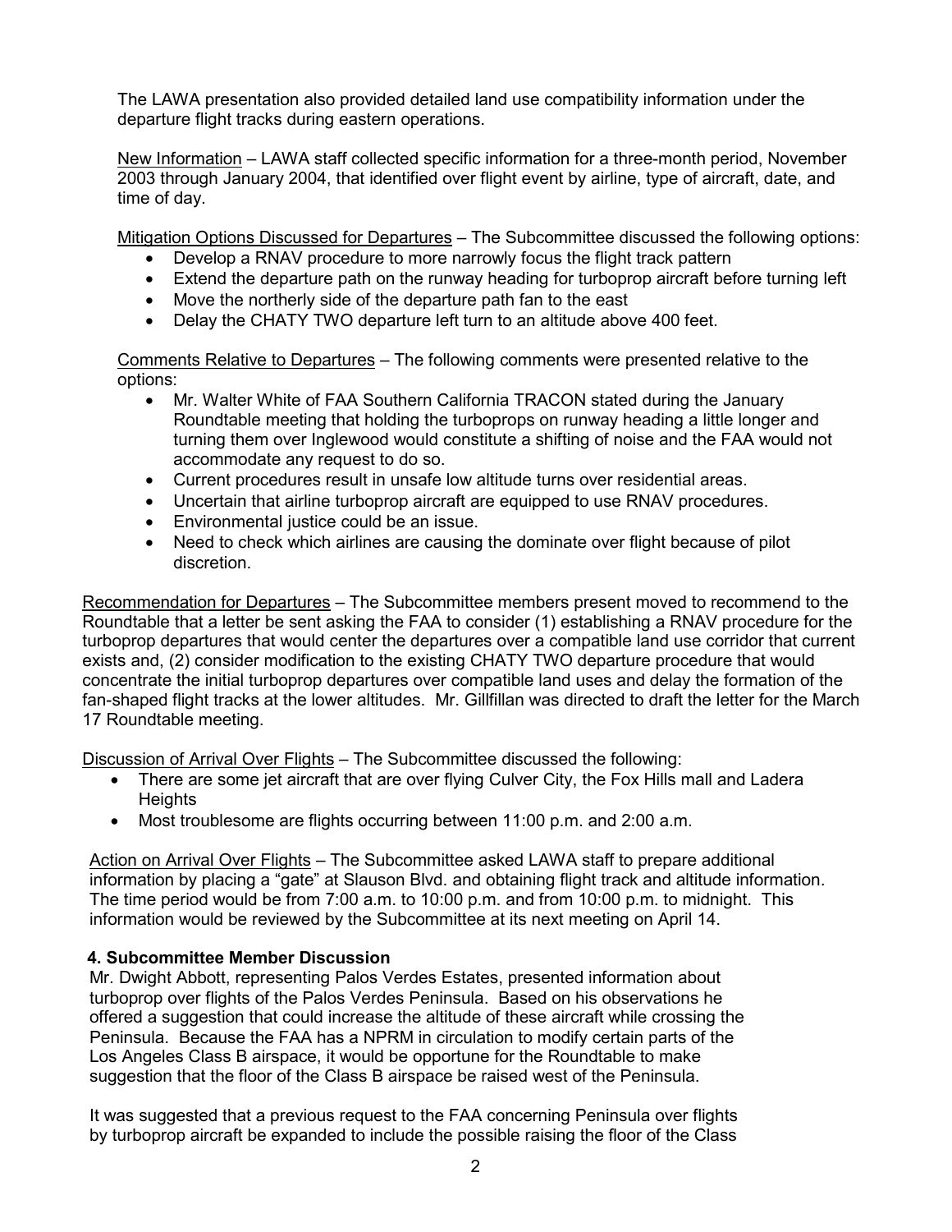The LAWA presentation also provided detailed land use compatibility information under the departure flight tracks during eastern operations.

New Information – LAWA staff collected specific information for a three-month period, November 2003 through January 2004, that identified over flight event by airline, type of aircraft, date, and time of day.

Mitigation Options Discussed for Departures – The Subcommittee discussed the following options:

- Develop a RNAV procedure to more narrowly focus the flight track pattern
- Extend the departure path on the runway heading for turboprop aircraft before turning left
- Move the northerly side of the departure path fan to the east
- Delay the CHATY TWO departure left turn to an altitude above 400 feet.

Comments Relative to Departures – The following comments were presented relative to the options:

- Mr. Walter White of FAA Southern California TRACON stated during the January Roundtable meeting that holding the turboprops on runway heading a little longer and turning them over Inglewood would constitute a shifting of noise and the FAA would not accommodate any request to do so.
- Current procedures result in unsafe low altitude turns over residential areas.
- Uncertain that airline turboprop aircraft are equipped to use RNAV procedures.
- Environmental justice could be an issue.
- Need to check which airlines are causing the dominate over flight because of pilot discretion.

Recommendation for Departures – The Subcommittee members present moved to recommend to the Roundtable that a letter be sent asking the FAA to consider (1) establishing a RNAV procedure for the turboprop departures that would center the departures over a compatible land use corridor that current exists and, (2) consider modification to the existing CHATY TWO departure procedure that would concentrate the initial turboprop departures over compatible land uses and delay the formation of the fan-shaped flight tracks at the lower altitudes. Mr. Gillfillan was directed to draft the letter for the March 17 Roundtable meeting.

Discussion of Arrival Over Flights – The Subcommittee discussed the following:

- There are some jet aircraft that are over flying Culver City, the Fox Hills mall and Ladera Heights
- Most troublesome are flights occurring between 11:00 p.m. and 2:00 a.m.

Action on Arrival Over Flights – The Subcommittee asked LAWA staff to prepare additional information by placing a "gate" at Slauson Blvd. and obtaining flight track and altitude information. The time period would be from 7:00 a.m. to 10:00 p.m. and from 10:00 p.m. to midnight. This information would be reviewed by the Subcommittee at its next meeting on April 14.

**4. Subcommittee Member Discussion**

Mr. Dwight Abbott, representing Palos Verdes Estates, presented information about turboprop over flights of the Palos Verdes Peninsula. Based on his observations he offered a suggestion that could increase the altitude of these aircraft while crossing the Peninsula. Because the FAA has a NPRM in circulation to modify certain parts of the Los Angeles Class B airspace, it would be opportune for the Roundtable to make suggestion that the floor of the Class B airspace be raised west of the Peninsula.

It was suggested that a previous request to the FAA concerning Peninsula over flights by turboprop aircraft be expanded to include the possible raising the floor of the Class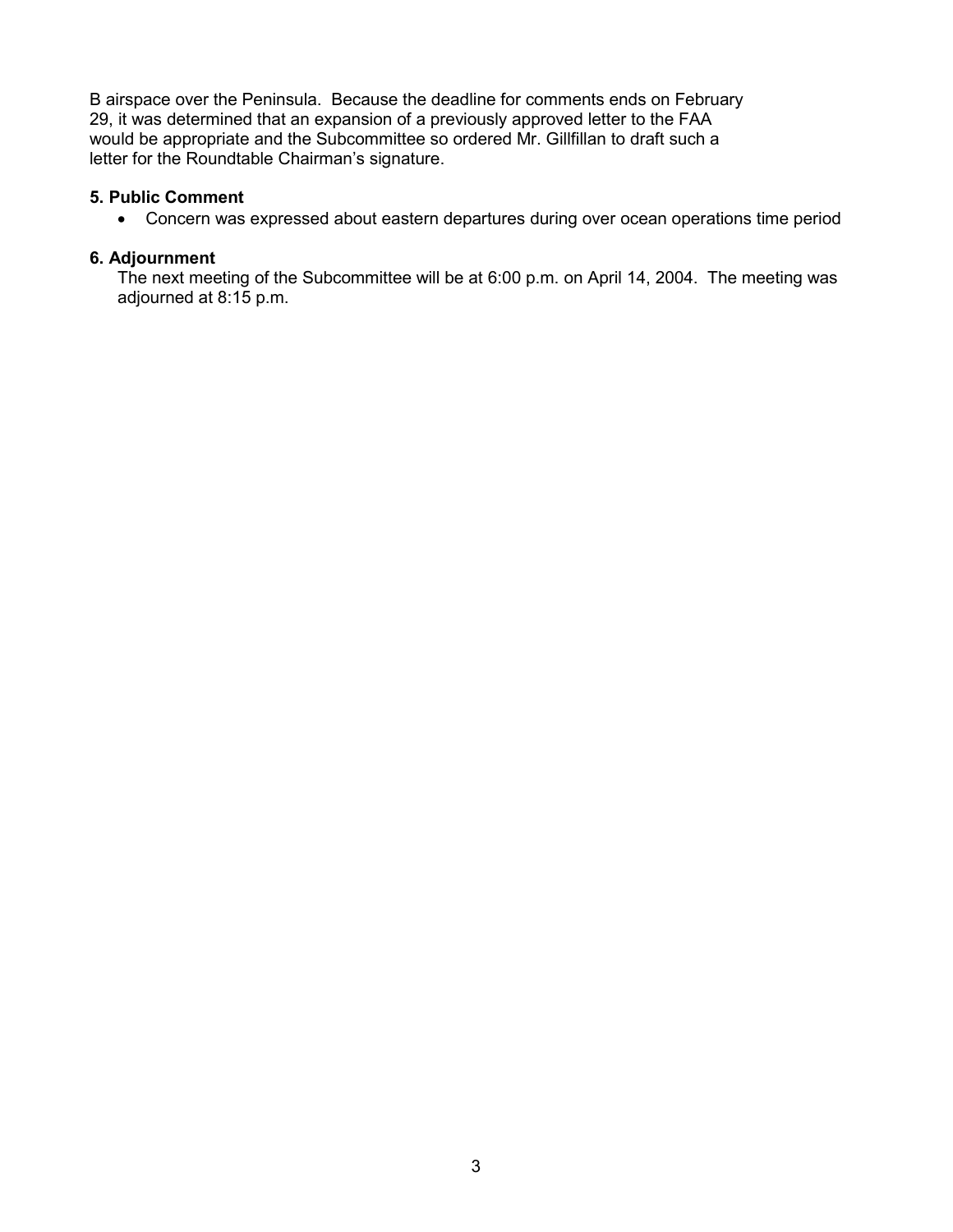B airspace over the Peninsula. Because the deadline for comments ends on February 29, it was determined that an expansion of a previously approved letter to the FAA would be appropriate and the Subcommittee so ordered Mr. Gillfillan to draft such a letter for the Roundtable Chairman's signature.

**5. Public Comment**

- Concern was expressed about eastern departures during over ocean operations time period

**6. Adjournment**

The next meeting of the Subcommittee will be at 6:00 p.m. on April 14, 2004. The meeting was adjourned at 8:15 p.m.